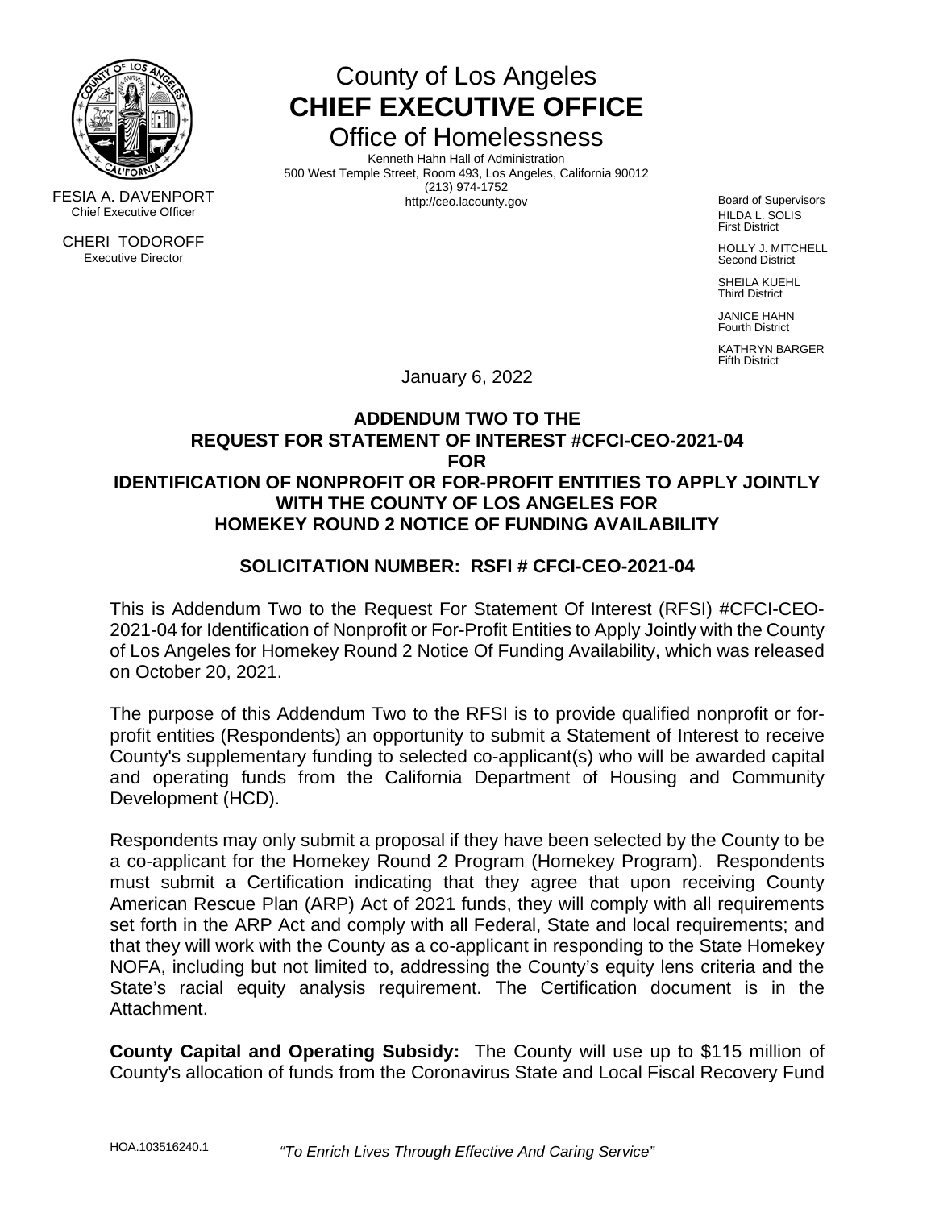# County of Los Angeles
# CHIEF EXECUTIVE OFFICE
## Office of Homelessness

Kenneth Hahn Hall of Administration
500 West Temple Street, Room 493, Los Angeles, California 90012
(213) 974-1752
http://ceo.lacounty.gov

FESIA A. DAVENPORT
Chief Executive Officer

CHERI TODOROFF
Executive Director

Board of Supervisors
HILDA L. SOLIS
First District

HOLLY J. MITCHELL
Second District

SHEILA KUEHL
Third District

JANICE HAHN
Fourth District

KATHRYN BARGER
Fifth District

January 6, 2022

**ADDENDUM TWO TO THE**
**REQUEST FOR STATEMENT OF INTEREST #CFCI-CEO-2021-04**
**FOR**
**IDENTIFICATION OF NONPROFIT OR FOR-PROFIT ENTITIES TO APPLY JOINTLY WITH THE COUNTY OF LOS ANGELES FOR**
**HOMEKEY ROUND 2 NOTICE OF FUNDING AVAILABILITY**

**SOLICITATION NUMBER: RSFI # CFCI-CEO-2021-04**

This is Addendum Two to the Request For Statement Of Interest (RFSI) #CFCI-CEO-2021-04 for Identification of Nonprofit or For-Profit Entities to Apply Jointly with the County of Los Angeles for Homekey Round 2 Notice Of Funding Availability, which was released on October 20, 2021.

The purpose of this Addendum Two to the RFSI is to provide qualified nonprofit or for-profit entities (Respondents) an opportunity to submit a Statement of Interest to receive County's supplementary funding to selected co-applicant(s) who will be awarded capital and operating funds from the California Department of Housing and Community Development (HCD).

Respondents may only submit a proposal if they have been selected by the County to be a co-applicant for the Homekey Round 2 Program (Homekey Program). Respondents must submit a Certification indicating that they agree that upon receiving County American Rescue Plan (ARP) Act of 2021 funds, they will comply with all requirements set forth in the ARP Act and comply with all Federal, State and local requirements; and that they will work with the County as a co-applicant in responding to the State Homekey NOFA, including but not limited to, addressing the County's equity lens criteria and the State's racial equity analysis requirement. The Certification document is in the Attachment.

**County Capital and Operating Subsidy:** The County will use up to $115 million of County's allocation of funds from the Coronavirus State and Local Fiscal Recovery Fund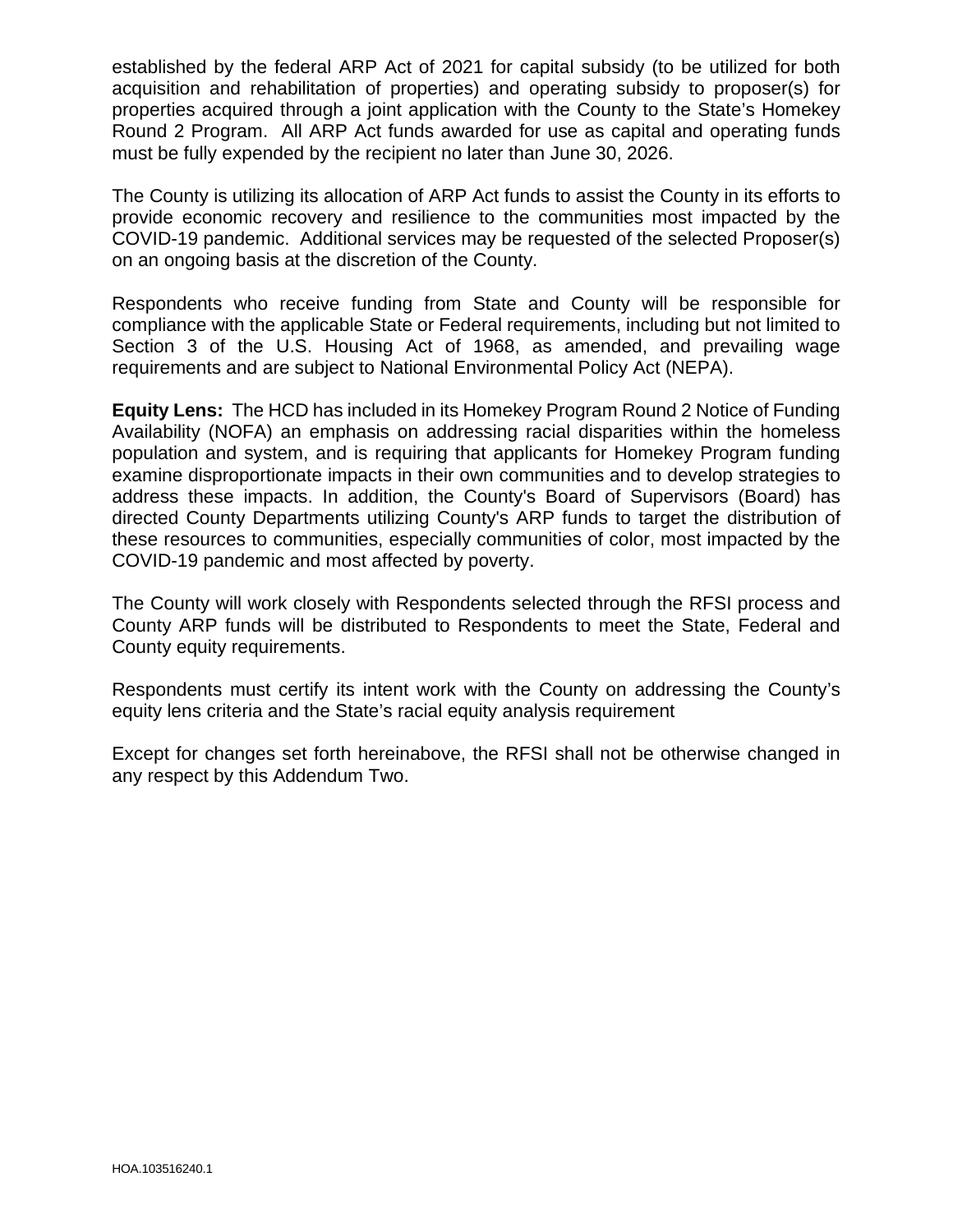established by the federal ARP Act of 2021 for capital subsidy (to be utilized for both acquisition and rehabilitation of properties) and operating subsidy to proposer(s) for properties acquired through a joint application with the County to the State's Homekey Round 2 Program. All ARP Act funds awarded for use as capital and operating funds must be fully expended by the recipient no later than June 30, 2026.

The County is utilizing its allocation of ARP Act funds to assist the County in its efforts to provide economic recovery and resilience to the communities most impacted by the COVID-19 pandemic. Additional services may be requested of the selected Proposer(s) on an ongoing basis at the discretion of the County.

Respondents who receive funding from State and County will be responsible for compliance with the applicable State or Federal requirements, including but not limited to Section 3 of the U.S. Housing Act of 1968, as amended, and prevailing wage requirements and are subject to National Environmental Policy Act (NEPA).

**Equity Lens:** The HCD has included in its Homekey Program Round 2 Notice of Funding Availability (NOFA) an emphasis on addressing racial disparities within the homeless population and system, and is requiring that applicants for Homekey Program funding examine disproportionate impacts in their own communities and to develop strategies to address these impacts. In addition, the County's Board of Supervisors (Board) has directed County Departments utilizing County's ARP funds to target the distribution of these resources to communities, especially communities of color, most impacted by the COVID-19 pandemic and most affected by poverty.

The County will work closely with Respondents selected through the RFSI process and County ARP funds will be distributed to Respondents to meet the State, Federal and County equity requirements.

Respondents must certify its intent work with the County on addressing the County's equity lens criteria and the State's racial equity analysis requirement

Except for changes set forth hereinabove, the RFSI shall not be otherwise changed in any respect by this Addendum Two.

HOA.103516240.1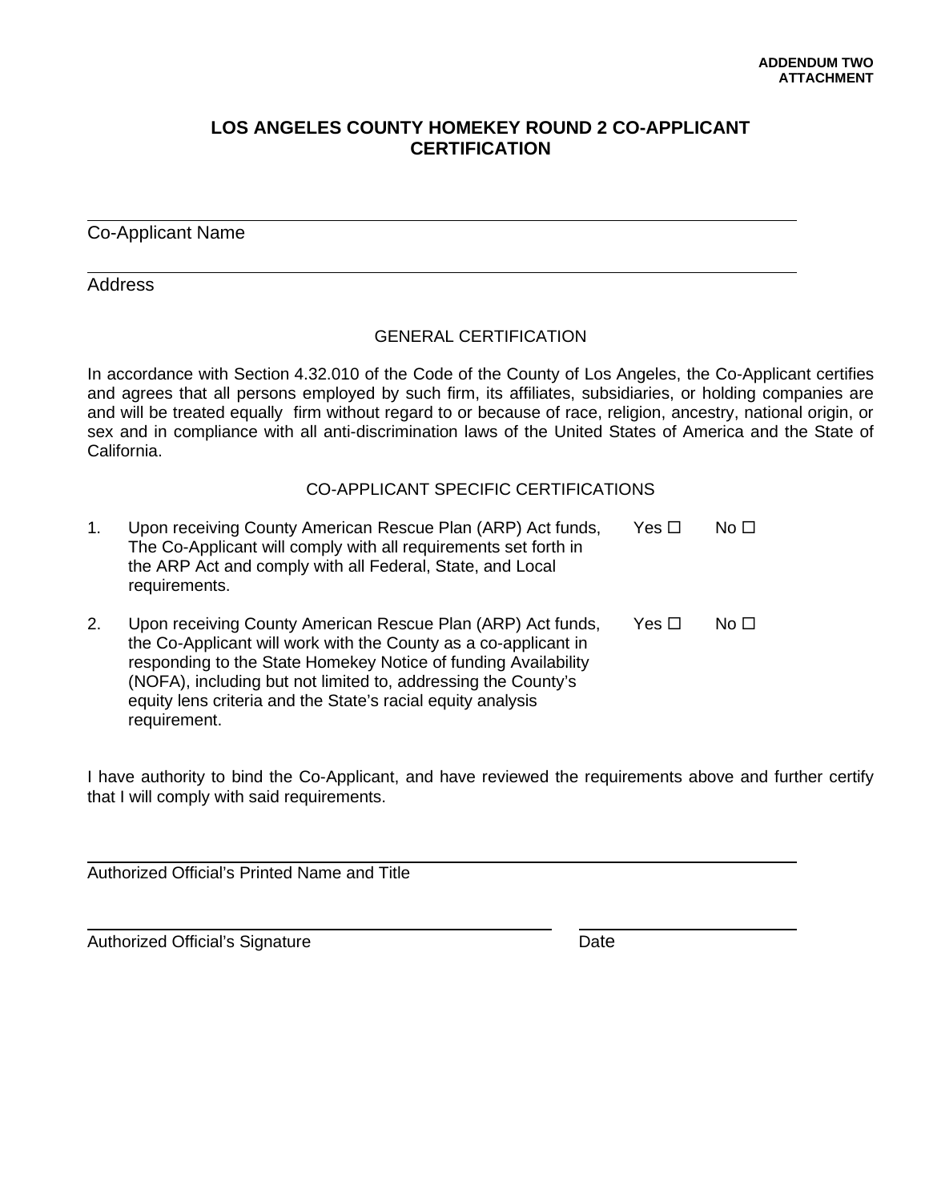**ADDENDUM TWO ATTACHMENT**

# LOS ANGELES COUNTY HOMEKEY ROUND 2 CO-APPLICANT CERTIFICATION

\_\_\_\_\_\_\_\_\_\_\_\_\_\_\_\_\_\_\_\_\_\_\_\_\_\_\_\_\_\_\_\_\_\_\_\_\_\_\_\_\_\_\_\_\_\_\_\_\_\_\_\_\_\_\_\_\_\_\_\_
Co-Applicant Name

\_\_\_\_\_\_\_\_\_\_\_\_\_\_\_\_\_\_\_\_\_\_\_\_\_\_\_\_\_\_\_\_\_\_\_\_\_\_\_\_\_\_\_\_\_\_\_\_\_\_\_\_\_\_\_\_\_\_\_\_
Address

## GENERAL CERTIFICATION

In accordance with Section 4.32.010 of the Code of the County of Los Angeles, the Co-Applicant certifies and agrees that all persons employed by such firm, its affiliates, subsidiaries, or holding companies are and will be treated equally firm without regard to or because of race, religion, ancestry, national origin, or sex and in compliance with all anti-discrimination laws of the United States of America and the State of California.

## CO-APPLICANT SPECIFIC CERTIFICATIONS

1. Upon receiving County American Rescue Plan (ARP) Act funds, The Co-Applicant will comply with all requirements set forth in the ARP Act and comply with all Federal, State, and Local requirements. Yes ☐ No ☐

2. Upon receiving County American Rescue Plan (ARP) Act funds, the Co-Applicant will work with the County as a co-applicant in responding to the State Homekey Notice of funding Availability (NOFA), including but not limited to, addressing the County's equity lens criteria and the State's racial equity analysis requirement. Yes ☐ No ☐

I have authority to bind the Co-Applicant, and have reviewed the requirements above and further certify that I will comply with said requirements.

\_\_\_\_\_\_\_\_\_\_\_\_\_\_\_\_\_\_\_\_\_\_\_\_\_\_\_\_\_\_\_\_\_\_\_\_\_\_\_\_\_\_\_\_\_\_\_\_\_\_\_\_\_\_\_\_\_\_\_\_
Authorized Official's Printed Name and Title

\_\_\_\_\_\_\_\_\_\_\_\_\_\_\_\_\_\_\_\_\_\_\_\_\_\_\_\_\_\_\_\_\_\_\_\_\_\_\_\_ \_\_\_\_\_\_\_\_\_\_\_\_\_\_\_\_\_\_\_\_
Authorized Official's Signature Date